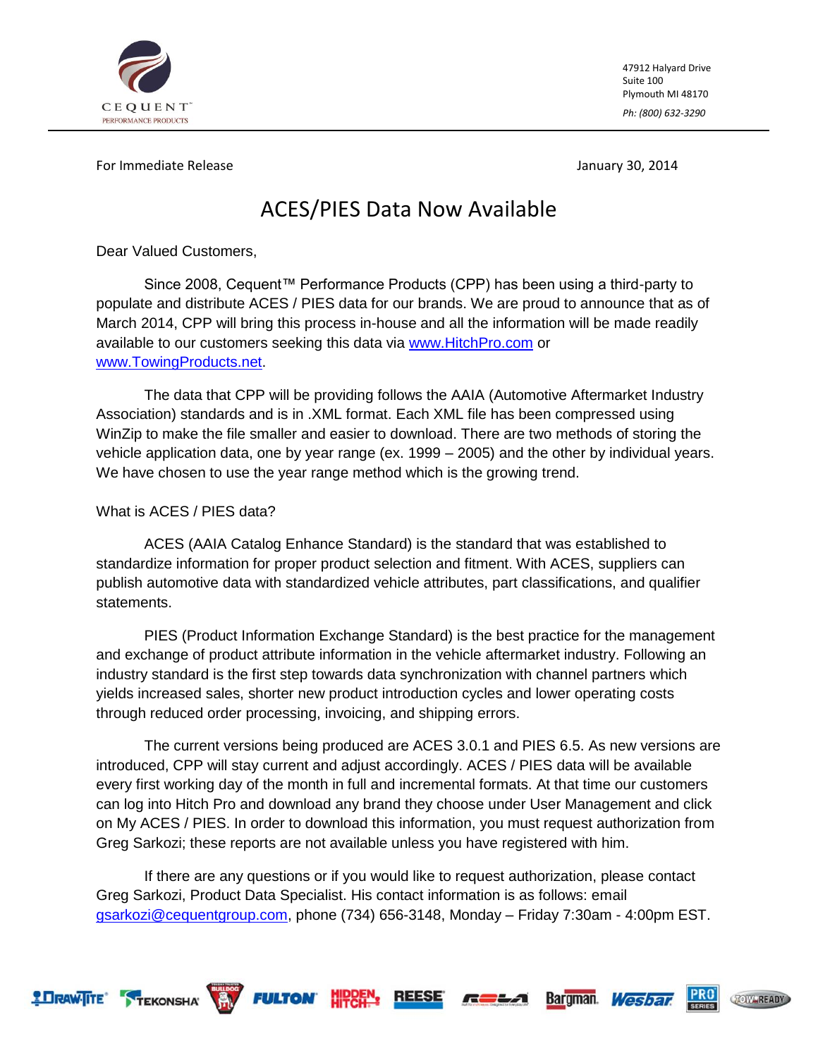CEQUENT™
PERFORMANCE PRODUCTS

47912 Halyard Drive
Suite 100
Plymouth MI 48170

*Ph: (800) 632-3290*

For Immediate Release

January 30, 2014

# ACES/PIES Data Now Available

Dear Valued Customers,

Since 2008, Cequent™ Performance Products (CPP) has been using a third-party to populate and distribute ACES / PIES data for our brands. We are proud to announce that as of March 2014, CPP will bring this process in-house and all the information will be made readily available to our customers seeking this data via www.HitchPro.com or www.TowingProducts.net.

The data that CPP will be providing follows the AAIA (Automotive Aftermarket Industry Association) standards and is in .XML format. Each XML file has been compressed using WinZip to make the file smaller and easier to download. There are two methods of storing the vehicle application data, one by year range (ex. 1999 – 2005) and the other by individual years. We have chosen to use the year range method which is the growing trend.

What is ACES / PIES data?

ACES (AAIA Catalog Enhance Standard) is the standard that was established to standardize information for proper product selection and fitment. With ACES, suppliers can publish automotive data with standardized vehicle attributes, part classifications, and qualifier statements.

PIES (Product Information Exchange Standard) is the best practice for the management and exchange of product attribute information in the vehicle aftermarket industry. Following an industry standard is the first step towards data synchronization with channel partners which yields increased sales, shorter new product introduction cycles and lower operating costs through reduced order processing, invoicing, and shipping errors.

The current versions being produced are ACES 3.0.1 and PIES 6.5. As new versions are introduced, CPP will stay current and adjust accordingly. ACES / PIES data will be available every first working day of the month in full and incremental formats. At that time our customers can log into Hitch Pro and download any brand they choose under User Management and click on My ACES / PIES. In order to download this information, you must request authorization from Greg Sarkozi; these reports are not available unless you have registered with him.

If there are any questions or if you would like to request authorization, please contact Greg Sarkozi, Product Data Specialist. His contact information is as follows: email gsarkozi@cequentgroup.com, phone (734) 656-3148, Monday – Friday 7:30am - 4:00pm EST.

DRAW-TITE · TEKONSHA · BULLDOG · FULTON · HIDDEN HITCH · REESE · ROLA · Bargman · Wesbar · PRO SERIES · TOW READY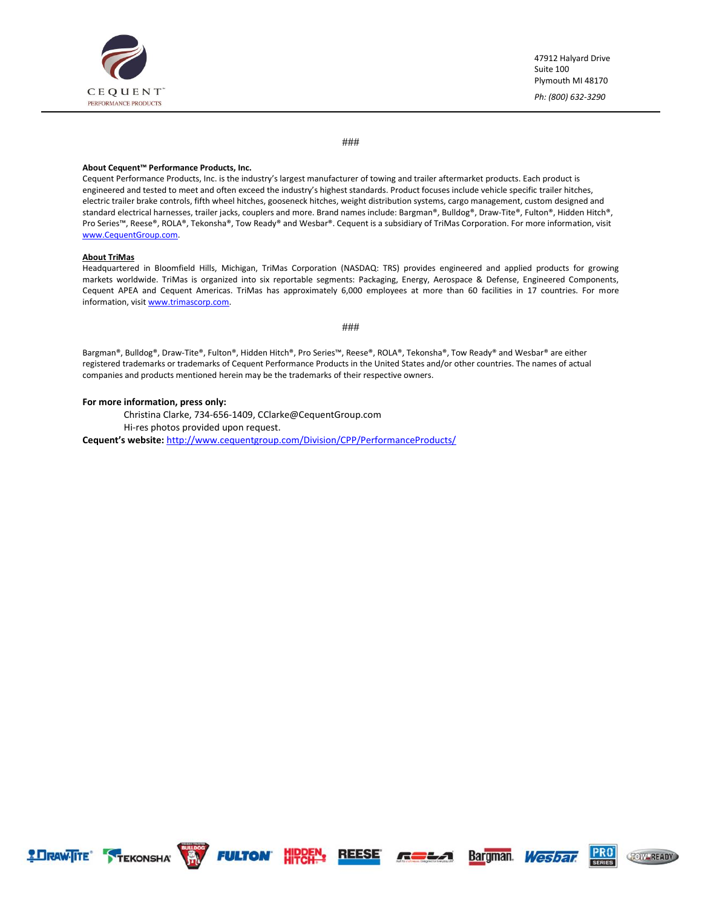###

**About Cequent™ Performance Products, Inc.**

Cequent Performance Products, Inc. is the industry's largest manufacturer of towing and trailer aftermarket products. Each product is engineered and tested to meet and often exceed the industry's highest standards. Product focuses include vehicle specific trailer hitches, electric trailer brake controls, fifth wheel hitches, gooseneck hitches, weight distribution systems, cargo management, custom designed and standard electrical harnesses, trailer jacks, couplers and more. Brand names include: Bargman®, Bulldog®, Draw-Tite®, Fulton®, Hidden Hitch®, Pro Series™, Reese®, ROLA®, Tekonsha®, Tow Ready® and Wesbar®. Cequent is a subsidiary of TriMas Corporation. For more information, visit [www.CequentGroup.com](http://www.CequentGroup.com).

**About TriMas**

Headquartered in Bloomfield Hills, Michigan, TriMas Corporation (NASDAQ: TRS) provides engineered and applied products for growing markets worldwide. TriMas is organized into six reportable segments: Packaging, Energy, Aerospace & Defense, Engineered Components, Cequent APEA and Cequent Americas. TriMas has approximately 6,000 employees at more than 60 facilities in 17 countries. For more information, visit [www.trimascorp.com](http://www.trimascorp.com).

###

Bargman®, Bulldog®, Draw-Tite®, Fulton®, Hidden Hitch®, Pro Series™, Reese®, ROLA®, Tekonsha®, Tow Ready® and Wesbar® are either registered trademarks or trademarks of Cequent Performance Products in the United States and/or other countries. The names of actual companies and products mentioned herein may be the trademarks of their respective owners.

**For more information, press only:**

Christina Clarke, 734-656-1409, CClarke@CequentGroup.com
Hi-res photos provided upon request.

**Cequent's website:** [http://www.cequentgroup.com/Division/CPP/PerformanceProducts/](http://www.cequentgroup.com/Division/CPP/PerformanceProducts/)